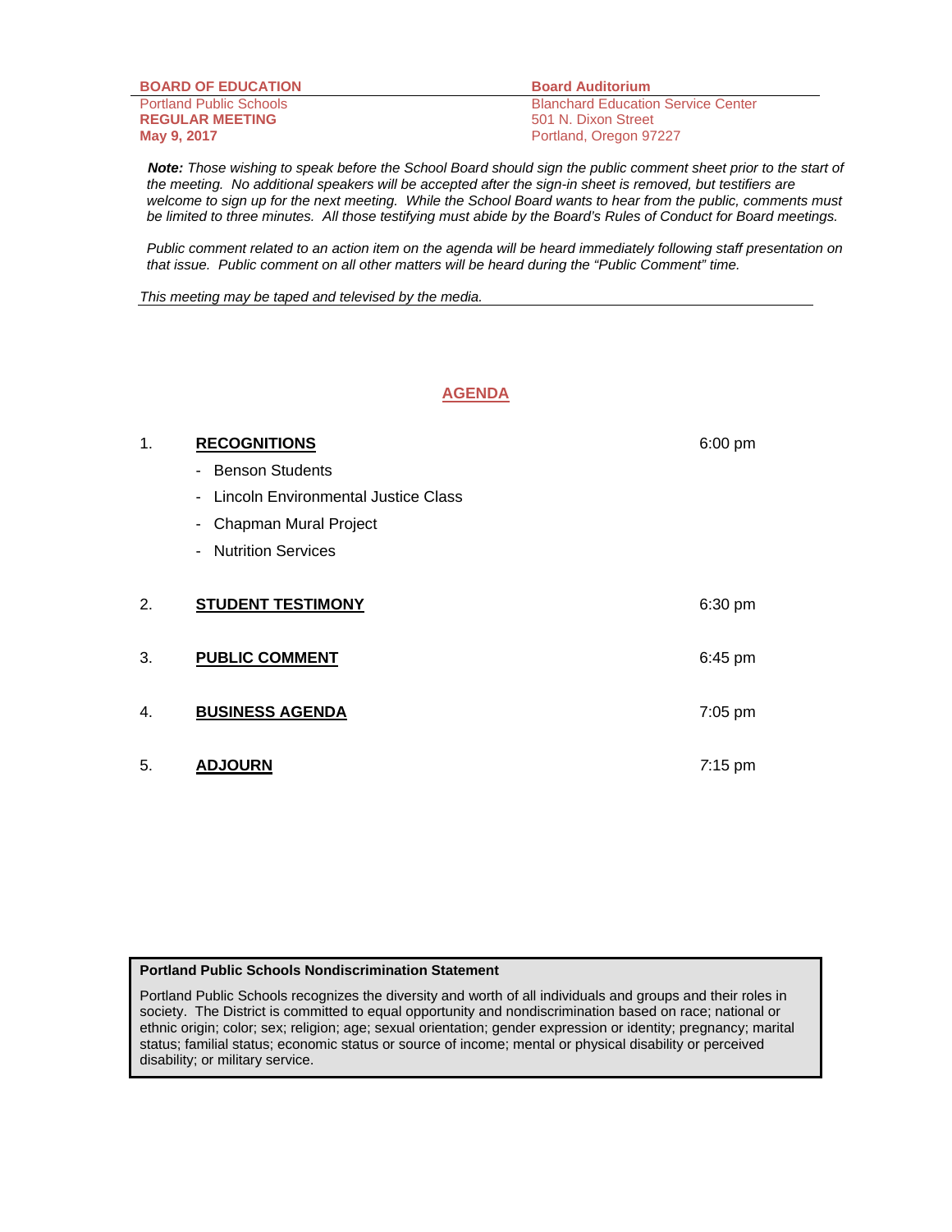**BOARD OF EDUCATION**
Portland Public Schools
**REGULAR MEETING**
**May 9, 2017**

**Board Auditorium**
Blanchard Education Service Center
501 N. Dixon Street
Portland, Oregon 97227

***Note:*** *Those wishing to speak before the School Board should sign the public comment sheet prior to the start of the meeting. No additional speakers will be accepted after the sign-in sheet is removed, but testifiers are welcome to sign up for the next meeting. While the School Board wants to hear from the public, comments must be limited to three minutes. All those testifying must abide by the Board's Rules of Conduct for Board meetings.*

*Public comment related to an action item on the agenda will be heard immediately following staff presentation on that issue. Public comment on all other matters will be heard during the "Public Comment" time.*

*This meeting may be taped and televised by the media.*

## AGENDA

1. **RECOGNITIONS** — 6:00 pm
   - Benson Students
   - Lincoln Environmental Justice Class
   - Chapman Mural Project
   - Nutrition Services

2. **STUDENT TESTIMONY** — 6:30 pm

3. **PUBLIC COMMENT** — 6:45 pm

4. **BUSINESS AGENDA** — 7:05 pm

5. **ADJOURN** — 7:15 pm

**Portland Public Schools Nondiscrimination Statement**

Portland Public Schools recognizes the diversity and worth of all individuals and groups and their roles in society. The District is committed to equal opportunity and nondiscrimination based on race; national or ethnic origin; color; sex; religion; age; sexual orientation; gender expression or identity; pregnancy; marital status; familial status; economic status or source of income; mental or physical disability or perceived disability; or military service.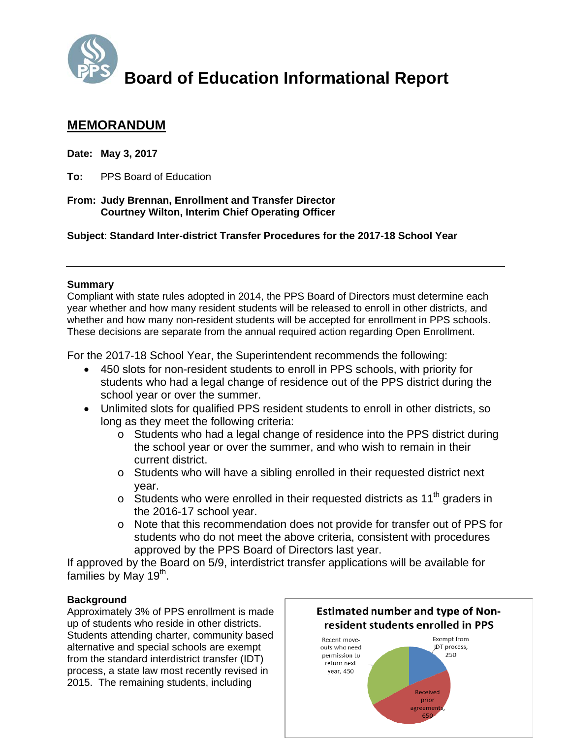# Board of Education Informational Report

## MEMORANDUM

**Date: May 3, 2017**

**To:** PPS Board of Education

**From: Judy Brennan, Enrollment and Transfer Director**
**Courtney Wilton, Interim Chief Operating Officer**

**Subject**: **Standard Inter-district Transfer Procedures for the 2017-18 School Year**

---

### Summary

Compliant with state rules adopted in 2014, the PPS Board of Directors must determine each year whether and how many resident students will be released to enroll in other districts, and whether and how many non-resident students will be accepted for enrollment in PPS schools. These decisions are separate from the annual required action regarding Open Enrollment.

For the 2017-18 School Year, the Superintendent recommends the following:

- 450 slots for non-resident students to enroll in PPS schools, with priority for students who had a legal change of residence out of the PPS district during the school year or over the summer.
- Unlimited slots for qualified PPS resident students to enroll in other districts, so long as they meet the following criteria:
  - Students who had a legal change of residence into the PPS district during the school year or over the summer, and who wish to remain in their current district.
  - Students who will have a sibling enrolled in their requested district next year.
  - Students who were enrolled in their requested districts as 11th graders in the 2016-17 school year.
  - Note that this recommendation does not provide for transfer out of PPS for students who do not meet the above criteria, consistent with procedures approved by the PPS Board of Directors last year.

If approved by the Board on 5/9, interdistrict transfer applications will be available for families by May 19th.

### Background

Approximately 3% of PPS enrollment is made up of students who reside in other districts. Students attending charter, community based alternative and special schools are exempt from the standard interdistrict transfer (IDT) process, a state law most recently revised in 2015. The remaining students, including

**Estimated number and type of Non-resident students enrolled in PPS**

| Type | Number |
|---|---|
| Exempt from IDT process | 250 |
| Received prior agreements | 650 |
| Recent move-outs who need permission to return next year | 450 |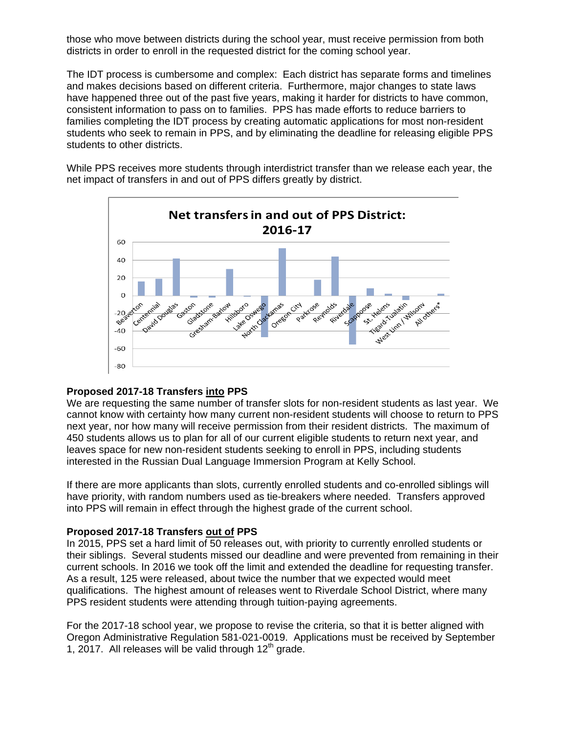those who move between districts during the school year, must receive permission from both districts in order to enroll in the requested district for the coming school year.

The IDT process is cumbersome and complex: Each district has separate forms and timelines and makes decisions based on different criteria. Furthermore, major changes to state laws have happened three out of the past five years, making it harder for districts to have common, consistent information to pass on to families. PPS has made efforts to reduce barriers to families completing the IDT process by creating automatic applications for most non-resident students who seek to remain in PPS, and by eliminating the deadline for releasing eligible PPS students to other districts.

While PPS receives more students through interdistrict transfer than we release each year, the net impact of transfers in and out of PPS differs greatly by district.

**Net transfers in and out of PPS District: 2016-17**

| District | Net transfers (approx.) |
|---|---|
| Beaverton | 16 |
| Centennial | 19 |
| David Douglas | 42 |
| Gaston | -2 |
| Gladstone | -2 |
| Gresham-Barlow | 30 |
| Hillsboro | -1 |
| Lake Oswego | -47 |
| North Clackamas | 53 |
| Oregon City | 0 |
| Parkrose | 18 |
| Reynolds | 44 |
| Riverdale | -55 |
| Scappoose | 8 |
| St. Helens | 2 |
| Tigard-Tualatin | -5 |
| West Linn / Wilsonv | 0 |
| All others* | 2 |

### Proposed 2017-18 Transfers <u>into</u> PPS

We are requesting the same number of transfer slots for non-resident students as last year. We cannot know with certainty how many current non-resident students will choose to return to PPS next year, nor how many will receive permission from their resident districts. The maximum of 450 students allows us to plan for all of our current eligible students to return next year, and leaves space for new non-resident students seeking to enroll in PPS, including students interested in the Russian Dual Language Immersion Program at Kelly School.

If there are more applicants than slots, currently enrolled students and co-enrolled siblings will have priority, with random numbers used as tie-breakers where needed. Transfers approved into PPS will remain in effect through the highest grade of the current school.

### Proposed 2017-18 Transfers <u>out of</u> PPS

In 2015, PPS set a hard limit of 50 releases out, with priority to currently enrolled students or their siblings. Several students missed our deadline and were prevented from remaining in their current schools. In 2016 we took off the limit and extended the deadline for requesting transfer. As a result, 125 were released, about twice the number that we expected would meet qualifications. The highest amount of releases went to Riverdale School District, where many PPS resident students were attending through tuition-paying agreements.

For the 2017-18 school year, we propose to revise the criteria, so that it is better aligned with Oregon Administrative Regulation 581-021-0019. Applications must be received by September 1, 2017. All releases will be valid through 12th grade.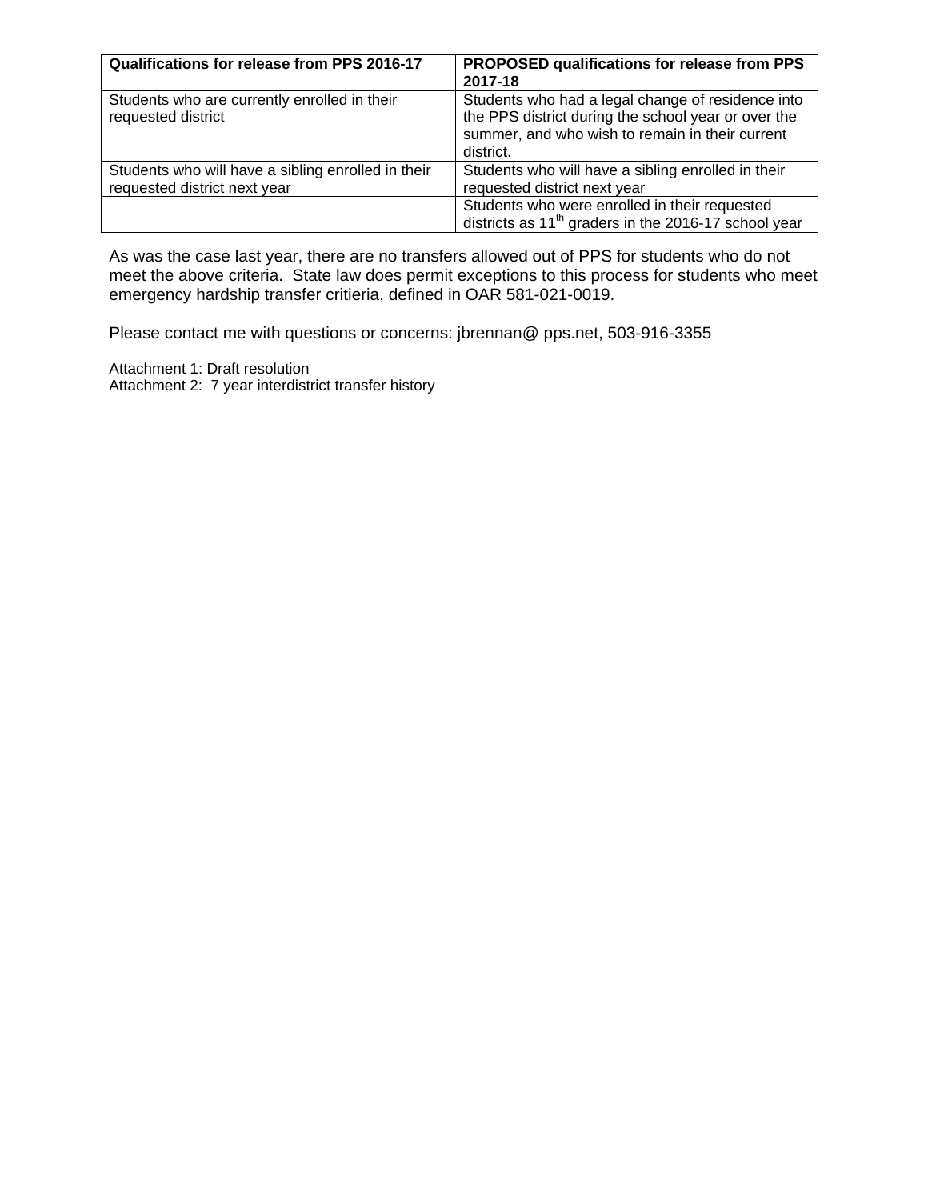| **Qualifications for release from PPS 2016-17** | **PROPOSED qualifications for release from PPS 2017-18** |
| --- | --- |
| Students who are currently enrolled in their requested district | Students who had a legal change of residence into the PPS district during the school year or over the summer, and who wish to remain in their current district. |
| Students who will have a sibling enrolled in their requested district next year | Students who will have a sibling enrolled in their requested district next year |
| | Students who were enrolled in their requested districts as 11th graders in the 2016-17 school year |

As was the case last year, there are no transfers allowed out of PPS for students who do not meet the above criteria. State law does permit exceptions to this process for students who meet emergency hardship transfer critieria, defined in OAR 581-021-0019.

Please contact me with questions or concerns: jbrennan@ pps.net, 503-916-3355

Attachment 1: Draft resolution
Attachment 2: 7 year interdistrict transfer history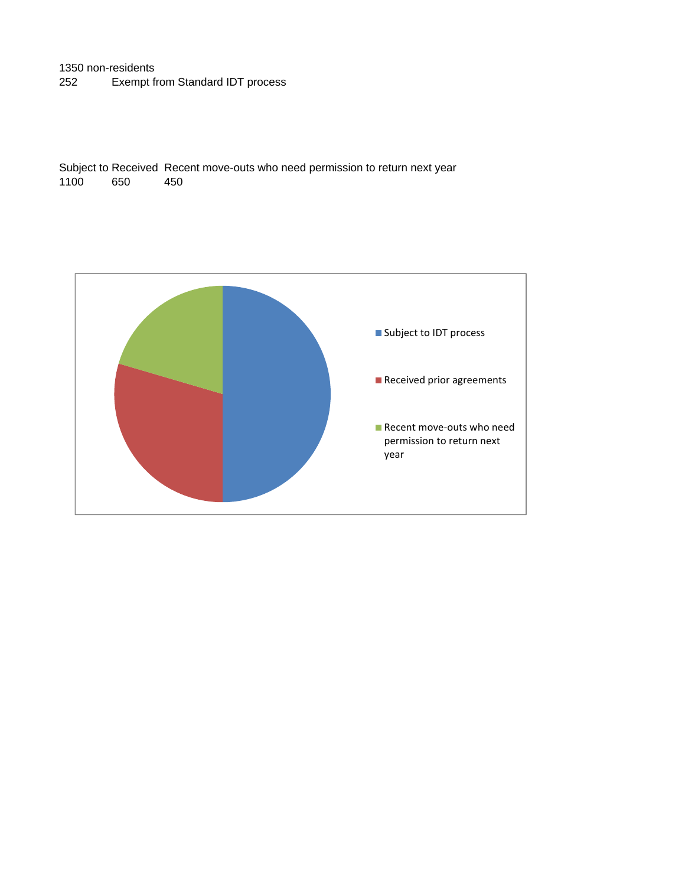1350 non-residents

| 252 | Exempt from Standard IDT process |
|---|---|

| Subject to | Received | Recent move-outs who need permission to return next year |
|---|---|---|
| 1100 | 650 | 450 |

- Subject to IDT process
- Received prior agreements
- Recent move-outs who need permission to return next year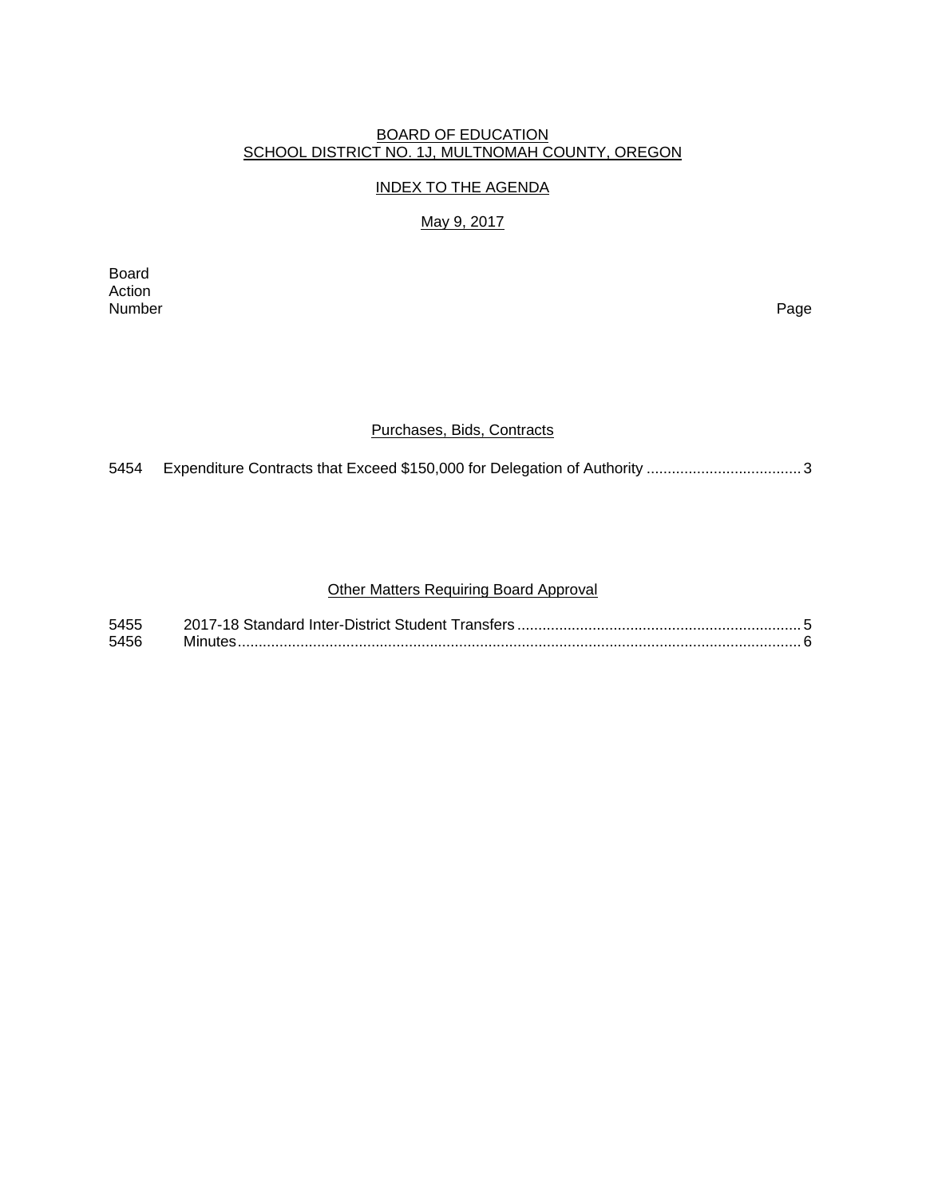BOARD OF EDUCATION
SCHOOL DISTRICT NO. 1J, MULTNOMAH COUNTY, OREGON

INDEX TO THE AGENDA

May 9, 2017

| Board Action Number | | Page |
|---|---|---|

## Purchases, Bids, Contracts

| | | |
|---|---|---|
| 5454 | Expenditure Contracts that Exceed $150,000 for Delegation of Authority | 3 |

## Other Matters Requiring Board Approval

| | | |
|---|---|---|
| 5455 | 2017-18 Standard Inter-District Student Transfers | 5 |
| 5456 | Minutes | 6 |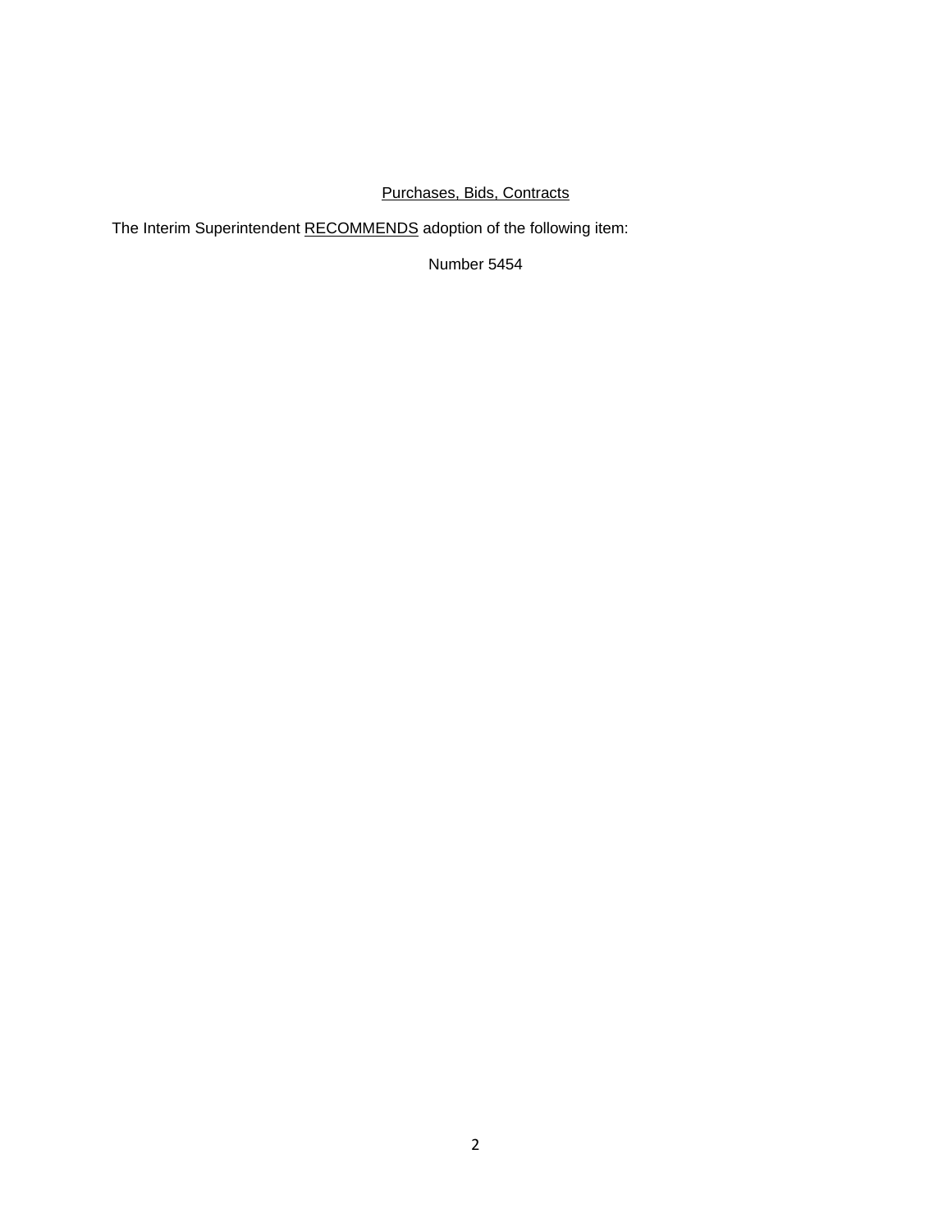Purchases, Bids, Contracts

The Interim Superintendent RECOMMENDS adoption of the following item:

Number 5454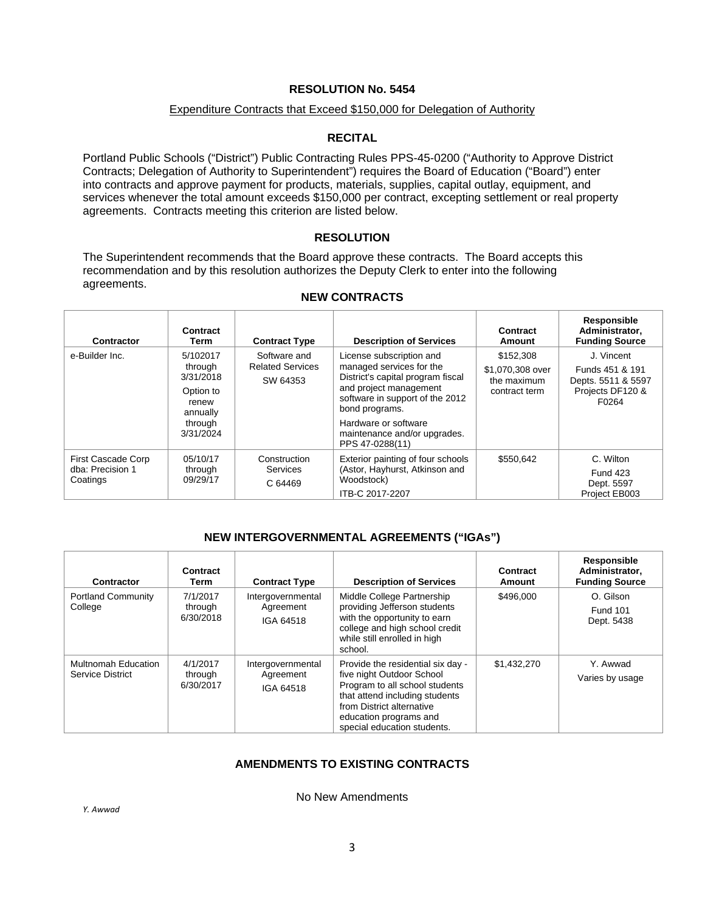## RESOLUTION No. 5454

Expenditure Contracts that Exceed $150,000 for Delegation of Authority

### RECITAL

Portland Public Schools ("District") Public Contracting Rules PPS-45-0200 ("Authority to Approve District Contracts; Delegation of Authority to Superintendent") requires the Board of Education ("Board") enter into contracts and approve payment for products, materials, supplies, capital outlay, equipment, and services whenever the total amount exceeds $150,000 per contract, excepting settlement or real property agreements. Contracts meeting this criterion are listed below.

### RESOLUTION

The Superintendent recommends that the Board approve these contracts. The Board accepts this recommendation and by this resolution authorizes the Deputy Clerk to enter into the following agreements.

### NEW CONTRACTS

| Contractor | Contract Term | Contract Type | Description of Services | Contract Amount | Responsible Administrator, Funding Source |
|---|---|---|---|---|---|
| e-Builder Inc. | 5/102017 through 3/31/2018<br><br>Option to renew annually through 3/31/2024 | Software and Related Services<br><br>SW 64353 | License subscription and managed services for the District's capital program fiscal and project management software in support of the 2012 bond programs.<br><br>Hardware or software maintenance and/or upgrades. PPS 47-0288(11) | $152,308<br><br>$1,070,308 over the maximum contract term | J. Vincent<br><br>Funds 451 & 191 Depts. 5511 & 5597 Projects DF120 & F0264 |
| First Cascade Corp dba: Precision 1 Coatings | 05/10/17 through 09/29/17 | Construction Services<br><br>C 64469 | Exterior painting of four schools (Astor, Hayhurst, Atkinson and Woodstock)<br><br>ITB-C 2017-2207 | $550,642 | C. Wilton<br><br>Fund 423 Dept. 5597 Project EB003 |

### NEW INTERGOVERNMENTAL AGREEMENTS ("IGAs")

| Contractor | Contract Term | Contract Type | Description of Services | Contract Amount | Responsible Administrator, Funding Source |
|---|---|---|---|---|---|
| Portland Community College | 7/1/2017 through 6/30/2018 | Intergovernmental Agreement<br><br>IGA 64518 | Middle College Partnership providing Jefferson students with the opportunity to earn college and high school credit while still enrolled in high school. | $496,000 | O. Gilson<br><br>Fund 101 Dept. 5438 |
| Multnomah Education Service District | 4/1/2017 through 6/30/2017 | Intergovernmental Agreement<br><br>IGA 64518 | Provide the residential six day - five night Outdoor School Program to all school students that attend including students from District alternative education programs and special education students. | $1,432,270 | Y. Awwad<br><br>Varies by usage |

### AMENDMENTS TO EXISTING CONTRACTS

No New Amendments

*Y. Awwad*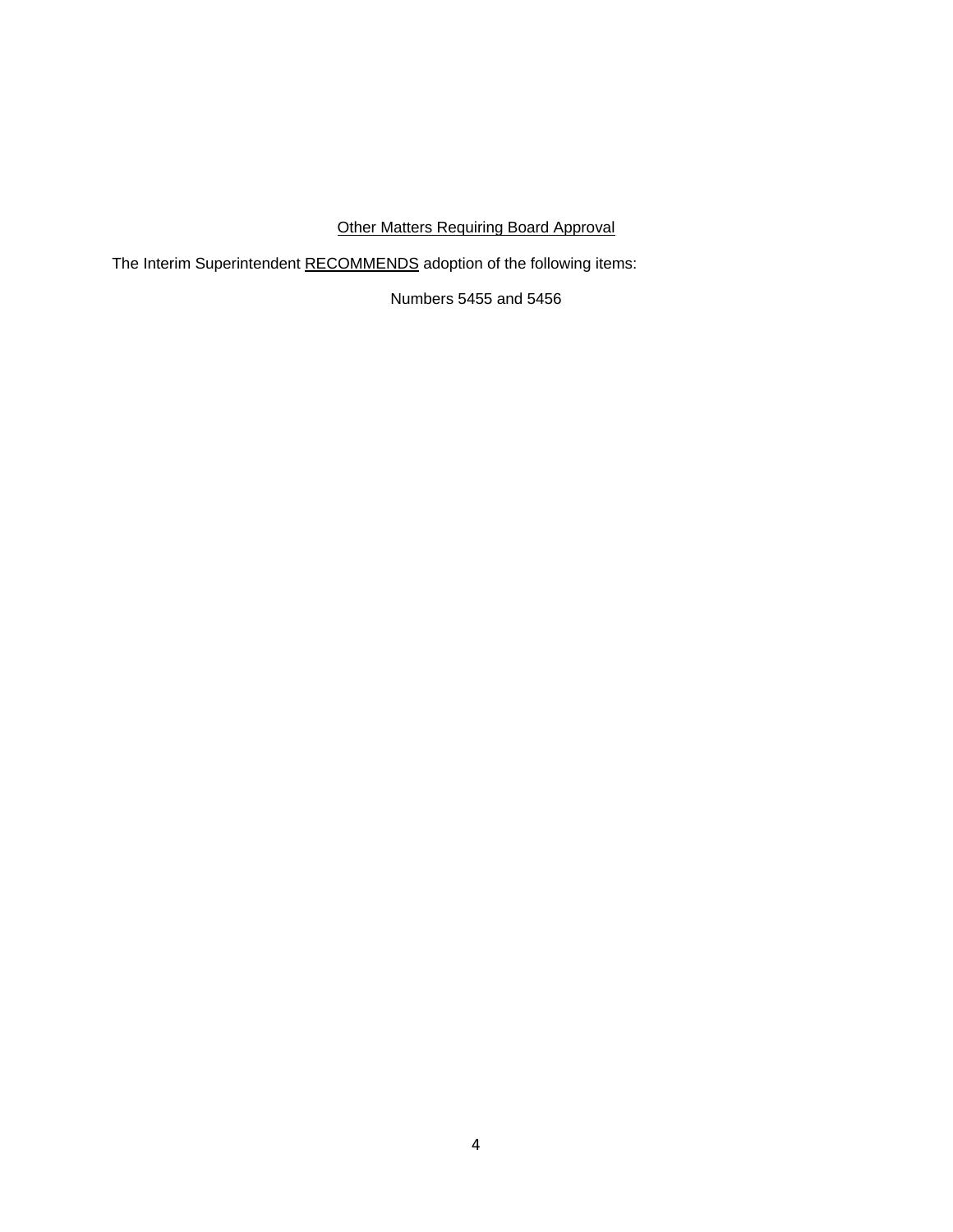Other Matters Requiring Board Approval

The Interim Superintendent RECOMMENDS adoption of the following items:

Numbers 5455 and 5456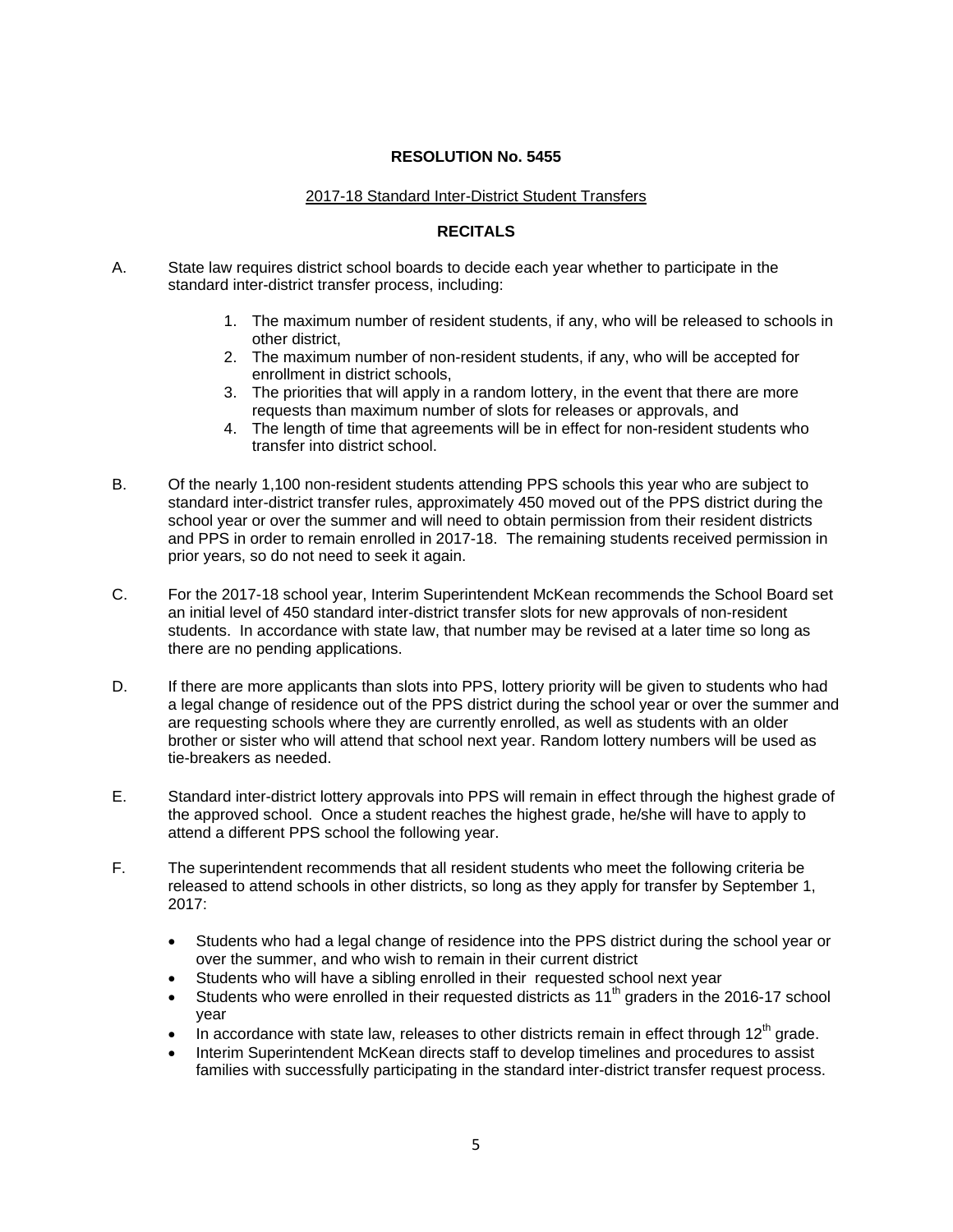## RESOLUTION No. 5455

2017-18 Standard Inter-District Student Transfers

### RECITALS

A. State law requires district school boards to decide each year whether to participate in the standard inter-district transfer process, including:

   1. The maximum number of resident students, if any, who will be released to schools in other district,
   2. The maximum number of non-resident students, if any, who will be accepted for enrollment in district schools,
   3. The priorities that will apply in a random lottery, in the event that there are more requests than maximum number of slots for releases or approvals, and
   4. The length of time that agreements will be in effect for non-resident students who transfer into district school.

B. Of the nearly 1,100 non-resident students attending PPS schools this year who are subject to standard inter-district transfer rules, approximately 450 moved out of the PPS district during the school year or over the summer and will need to obtain permission from their resident districts and PPS in order to remain enrolled in 2017-18. The remaining students received permission in prior years, so do not need to seek it again.

C. For the 2017-18 school year, Interim Superintendent McKean recommends the School Board set an initial level of 450 standard inter-district transfer slots for new approvals of non-resident students. In accordance with state law, that number may be revised at a later time so long as there are no pending applications.

D. If there are more applicants than slots into PPS, lottery priority will be given to students who had a legal change of residence out of the PPS district during the school year or over the summer and are requesting schools where they are currently enrolled, as well as students with an older brother or sister who will attend that school next year. Random lottery numbers will be used as tie-breakers as needed.

E. Standard inter-district lottery approvals into PPS will remain in effect through the highest grade of the approved school. Once a student reaches the highest grade, he/she will have to apply to attend a different PPS school the following year.

F. The superintendent recommends that all resident students who meet the following criteria be released to attend schools in other districts, so long as they apply for transfer by September 1, 2017:

   - Students who had a legal change of residence into the PPS district during the school year or over the summer, and who wish to remain in their current district
   - Students who will have a sibling enrolled in their requested school next year
   - Students who were enrolled in their requested districts as 11th graders in the 2016-17 school year
   - In accordance with state law, releases to other districts remain in effect through 12th grade.
   - Interim Superintendent McKean directs staff to develop timelines and procedures to assist families with successfully participating in the standard inter-district transfer request process.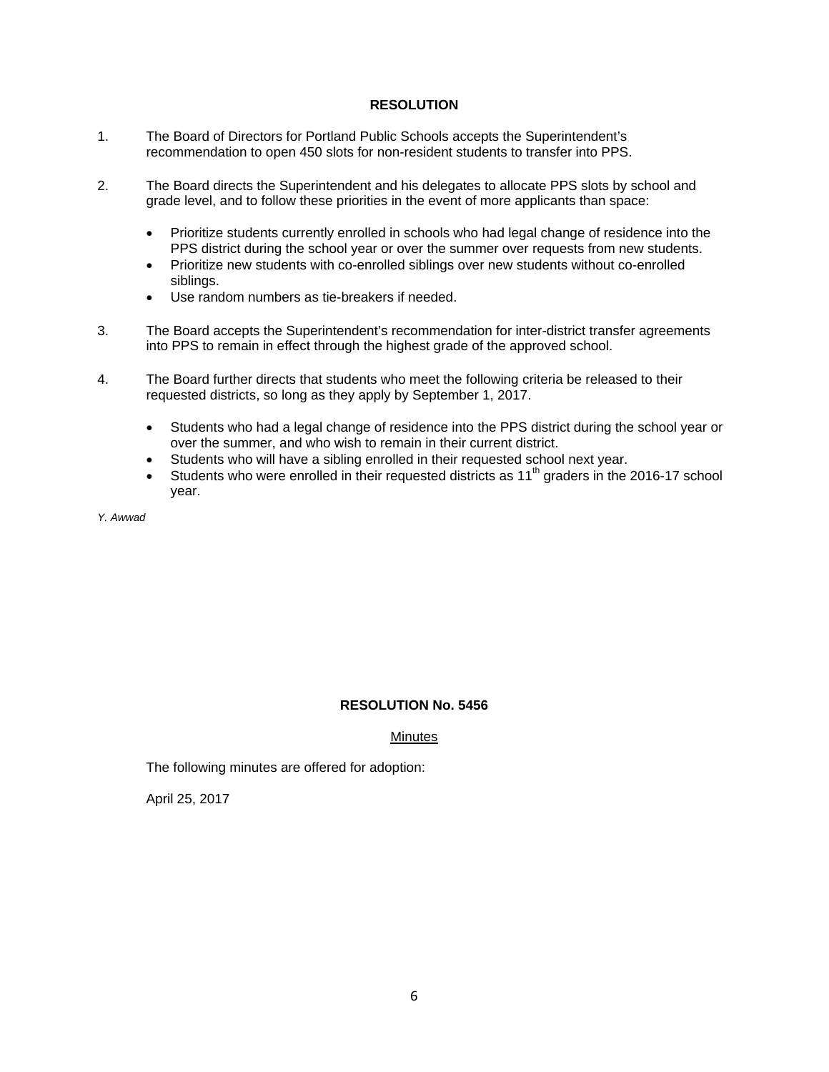**RESOLUTION**

1. The Board of Directors for Portland Public Schools accepts the Superintendent's recommendation to open 450 slots for non-resident students to transfer into PPS.

2. The Board directs the Superintendent and his delegates to allocate PPS slots by school and grade level, and to follow these priorities in the event of more applicants than space:

    - Prioritize students currently enrolled in schools who had legal change of residence into the PPS district during the school year or over the summer over requests from new students.
    - Prioritize new students with co-enrolled siblings over new students without co-enrolled siblings.
    - Use random numbers as tie-breakers if needed.

3. The Board accepts the Superintendent's recommendation for inter-district transfer agreements into PPS to remain in effect through the highest grade of the approved school.

4. The Board further directs that students who meet the following criteria be released to their requested districts, so long as they apply by September 1, 2017.

    - Students who had a legal change of residence into the PPS district during the school year or over the summer, and who wish to remain in their current district.
    - Students who will have a sibling enrolled in their requested school next year.
    - Students who were enrolled in their requested districts as 11th graders in the 2016-17 school year.

*Y. Awwad*

**RESOLUTION No. 5456**

Minutes

The following minutes are offered for adoption:

April 25, 2017